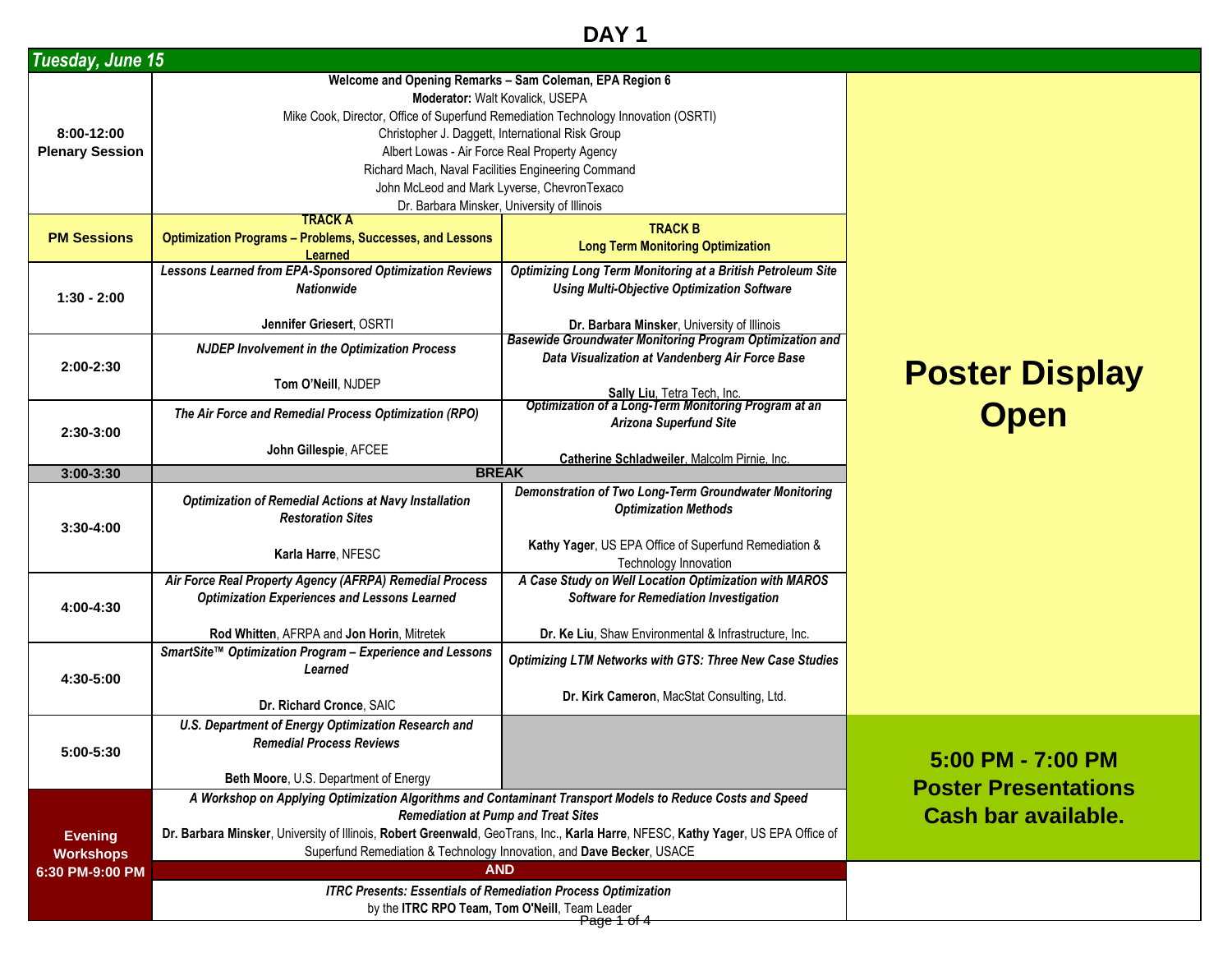# DAY 1

## Tuesday, June 15

| Time | Track A | Track B | Posters |
|---|---|---|---|
| **8:00-12:00 Plenary Session** | **Welcome and Opening Remarks – Sam Coleman, EPA Region 6**<br>**Moderator:** Walt Kovalick, USEPA<br>Mike Cook, Director, Office of Superfund Remediation Technology Innovation (OSRTI)<br>Christopher J. Daggett, International Risk Group<br>Albert Lowas - Air Force Real Property Agency<br>Richard Mach, Naval Facilities Engineering Command<br>John McLeod and Mark Lyverse, ChevronTexaco<br>Dr. Barbara Minsker, University of Illinois | | **Poster Display Open** |
| **PM Sessions** | **TRACK A**<br>**Optimization Programs – Problems, Successes, and Lessons Learned** | **TRACK B**<br>**Long Term Monitoring Optimization** | |
| **1:30 - 2:00** | ***Lessons Learned from EPA-Sponsored Optimization Reviews Nationwide***<br>**Jennifer Griesert**, OSRTI | ***Optimizing Long Term Monitoring at a British Petroleum Site Using Multi-Objective Optimization Software***<br>**Dr. Barbara Minsker**, University of Illinois | |
| **2:00-2:30** | ***NJDEP Involvement in the Optimization Process***<br>**Tom O'Neill**, NJDEP | ***Basewide Groundwater Monitoring Program Optimization and Data Visualization at Vandenberg Air Force Base***<br>**Sally Liu**, Tetra Tech, Inc. | |
| **2:30-3:00** | ***The Air Force and Remedial Process Optimization (RPO)***<br>**John Gillespie**, AFCEE | ***Optimization of a Long-Term Monitoring Program at an Arizona Superfund Site***<br>**Catherine Schladweiler**, Malcolm Pirnie, Inc. | |
| **3:00-3:30** | **BREAK** | | |
| **3:30-4:00** | ***Optimization of Remedial Actions at Navy Installation Restoration Sites***<br>**Karla Harre**, NFESC | ***Demonstration of Two Long-Term Groundwater Monitoring Optimization Methods***<br>**Kathy Yager**, US EPA Office of Superfund Remediation & Technology Innovation | |
| **4:00-4:30** | ***Air Force Real Property Agency (AFRPA) Remedial Process Optimization Experiences and Lessons Learned***<br>**Rod Whitten**, AFRPA and **Jon Horin**, Mitretek | ***A Case Study on Well Location Optimization with MAROS Software for Remediation Investigation***<br>**Dr. Ke Liu**, Shaw Environmental & Infrastructure, Inc. | |
| **4:30-5:00** | ***SmartSite™ Optimization Program – Experience and Lessons Learned***<br>**Dr. Richard Cronce**, SAIC | ***Optimizing LTM Networks with GTS: Three New Case Studies***<br>**Dr. Kirk Cameron**, MacStat Consulting, Ltd. | |
| **5:00-5:30** | ***U.S. Department of Energy Optimization Research and Remedial Process Reviews***<br>**Beth Moore**, U.S. Department of Energy | | **5:00 PM - 7:00 PM**<br>**Poster Presentations**<br>**Cash bar available.** |
| **Evening Workshops 6:30 PM-9:00 PM** | ***A Workshop on Applying Optimization Algorithms and Contaminant Transport Models to Reduce Costs and Speed Remediation at Pump and Treat Sites***<br>**Dr. Barbara Minsker**, University of Illinois, **Robert Greenwald**, GeoTrans, Inc., **Karla Harre**, NFESC, **Kathy Yager**, US EPA Office of Superfund Remediation & Technology Innovation, and **Dave Becker**, USACE | | |
| | **AND** | | |
| | ***ITRC Presents: Essentials of Remediation Process Optimization***<br>by the **ITRC RPO Team, Tom O'Neill**, Team Leader | | |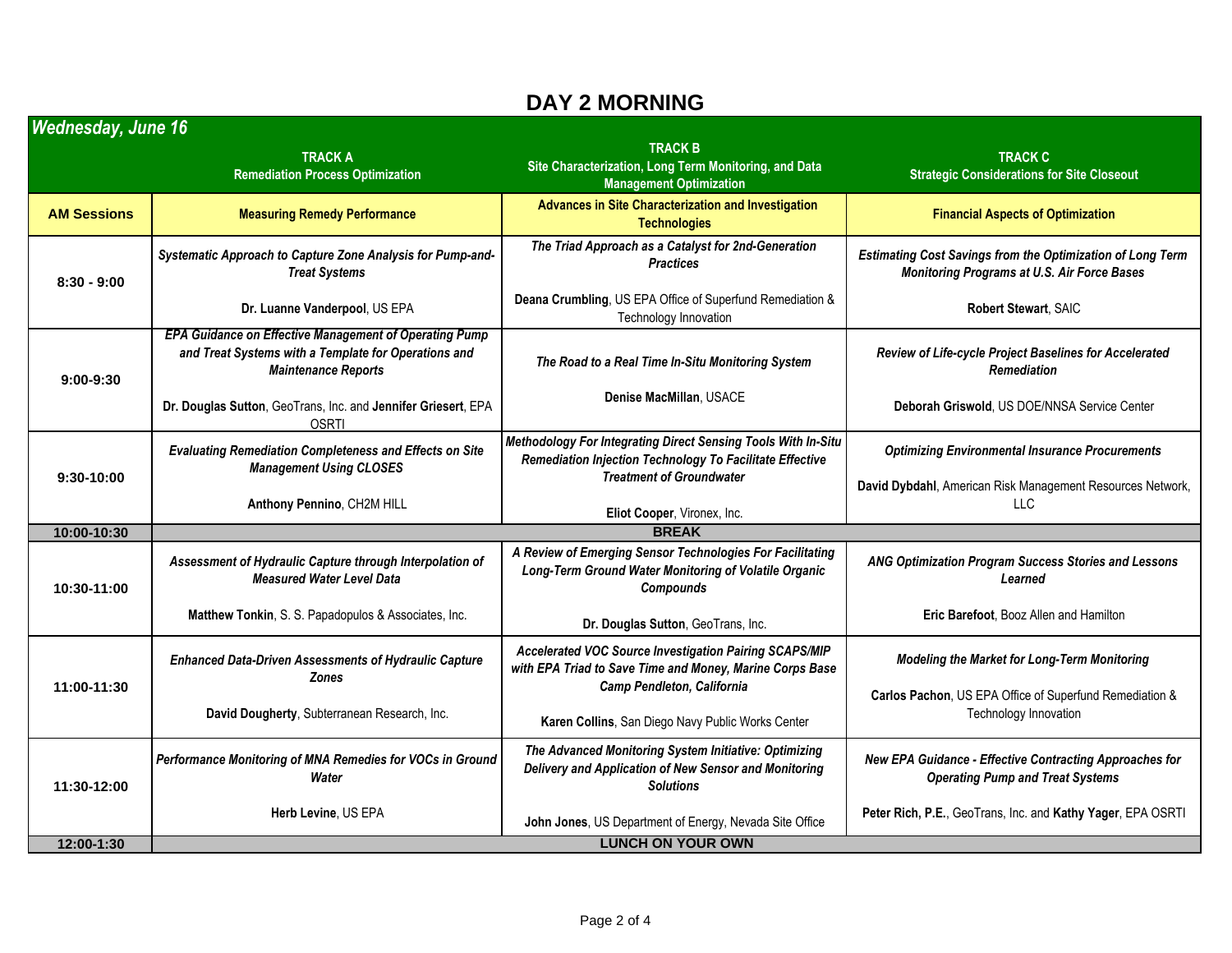# DAY 2 MORNING

| *Wednesday, June 16* | **TRACK A** Remediation Process Optimization | **TRACK B** Site Characterization, Long Term Monitoring, and Data Management Optimization | **TRACK C** Strategic Considerations for Site Closeout |
|---|---|---|---|
| **AM Sessions** | **Measuring Remedy Performance** | **Advances in Site Characterization and Investigation Technologies** | **Financial Aspects of Optimization** |
| **8:30 - 9:00** | ***Systematic Approach to Capture Zone Analysis for Pump-and-Treat Systems*** **Dr. Luanne Vanderpool**, US EPA | ***The Triad Approach as a Catalyst for 2nd-Generation Practices*** **Deana Crumbling**, US EPA Office of Superfund Remediation & Technology Innovation | ***Estimating Cost Savings from the Optimization of Long Term Monitoring Programs at U.S. Air Force Bases*** **Robert Stewart**, SAIC |
| **9:00-9:30** | ***EPA Guidance on Effective Management of Operating Pump and Treat Systems with a Template for Operations and Maintenance Reports*** **Dr. Douglas Sutton**, GeoTrans, Inc. and **Jennifer Griesert**, EPA OSRTI | ***The Road to a Real Time In-Situ Monitoring System*** **Denise MacMillan**, USACE | ***Review of Life-cycle Project Baselines for Accelerated Remediation*** **Deborah Griswold**, US DOE/NNSA Service Center |
| **9:30-10:00** | ***Evaluating Remediation Completeness and Effects on Site Management Using CLOSES*** **Anthony Pennino**, CH2M HILL | ***Methodology For Integrating Direct Sensing Tools With In-Situ Remediation Injection Technology To Facilitate Effective Treatment of Groundwater*** **Eliot Cooper**, Vironex, Inc. | ***Optimizing Environmental Insurance Procurements*** **David Dybdahl**, American Risk Management Resources Network, LLC |
| **10:00-10:30** | **BREAK** | | |
| **10:30-11:00** | ***Assessment of Hydraulic Capture through Interpolation of Measured Water Level Data*** **Matthew Tonkin**, S. S. Papadopulos & Associates, Inc. | ***A Review of Emerging Sensor Technologies For Facilitating Long-Term Ground Water Monitoring of Volatile Organic Compounds*** **Dr. Douglas Sutton**, GeoTrans, Inc. | ***ANG Optimization Program Success Stories and Lessons Learned*** **Eric Barefoot**, Booz Allen and Hamilton |
| **11:00-11:30** | ***Enhanced Data-Driven Assessments of Hydraulic Capture Zones*** **David Dougherty**, Subterranean Research, Inc. | ***Accelerated VOC Source Investigation Pairing SCAPS/MIP with EPA Triad to Save Time and Money, Marine Corps Base Camp Pendleton, California*** **Karen Collins**, San Diego Navy Public Works Center | ***Modeling the Market for Long-Term Monitoring*** **Carlos Pachon**, US EPA Office of Superfund Remediation & Technology Innovation |
| **11:30-12:00** | ***Performance Monitoring of MNA Remedies for VOCs in Ground Water*** **Herb Levine**, US EPA | ***The Advanced Monitoring System Initiative: Optimizing Delivery and Application of New Sensor and Monitoring Solutions*** **John Jones**, US Department of Energy, Nevada Site Office | ***New EPA Guidance - Effective Contracting Approaches for Operating Pump and Treat Systems*** **Peter Rich, P.E.**, GeoTrans, Inc. and **Kathy Yager**, EPA OSRTI |
| **12:00-1:30** | **LUNCH ON YOUR OWN** | | |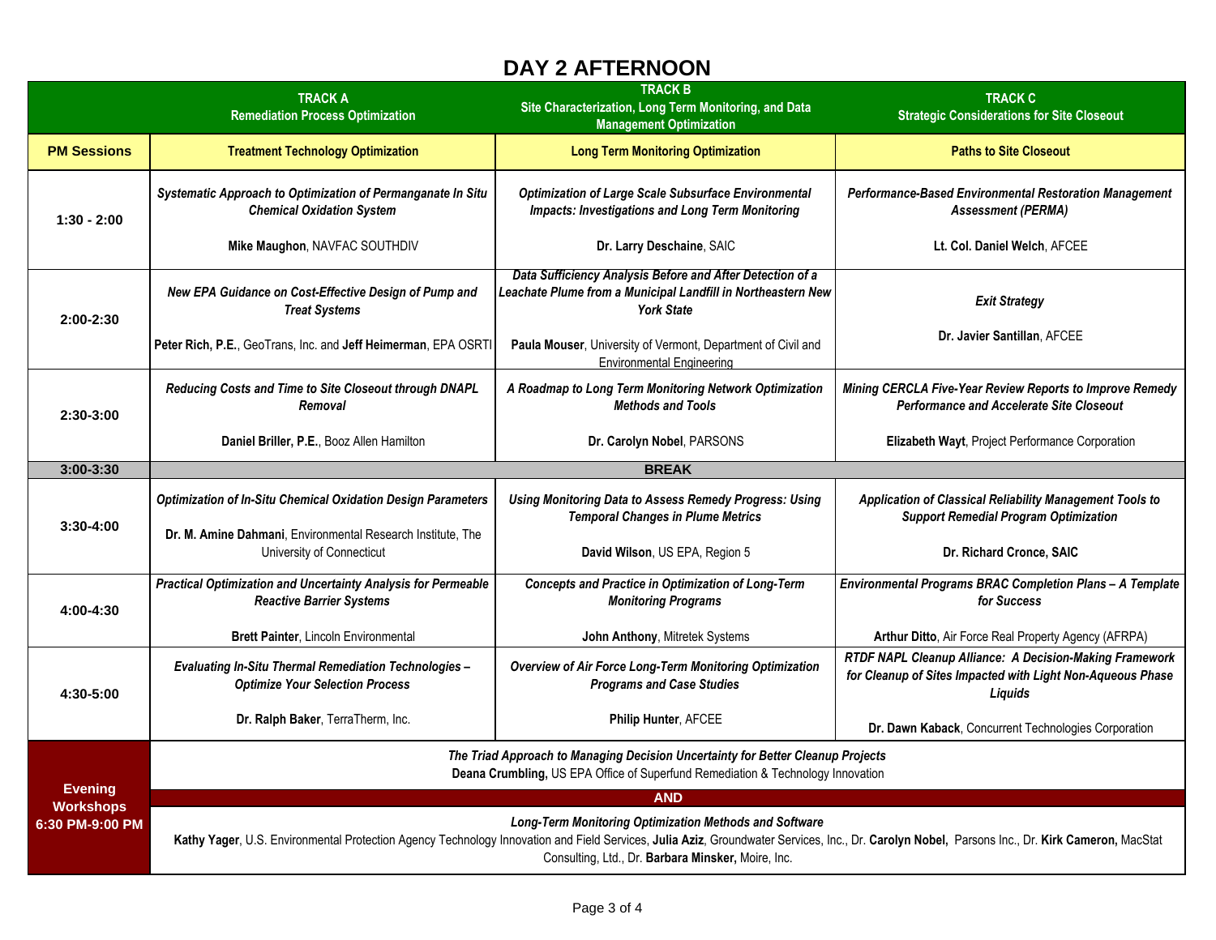# DAY 2 AFTERNOON

| | TRACK A<br>Remediation Process Optimization | TRACK B<br>Site Characterization, Long Term Monitoring, and Data Management Optimization | TRACK C<br>Strategic Considerations for Site Closeout |
|---|---|---|---|
| **PM Sessions** | **Treatment Technology Optimization** | **Long Term Monitoring Optimization** | **Paths to Site Closeout** |
| **1:30 - 2:00** | ***Systematic Approach to Optimization of Permanganate In Situ Chemical Oxidation System***<br><br>**Mike Maughon**, NAVFAC SOUTHDIV | ***Optimization of Large Scale Subsurface Environmental Impacts: Investigations and Long Term Monitoring***<br><br>**Dr. Larry Deschaine**, SAIC | ***Performance-Based Environmental Restoration Management Assessment (PERMA)***<br><br>**Lt. Col. Daniel Welch**, AFCEE |
| **2:00-2:30** | ***New EPA Guidance on Cost-Effective Design of Pump and Treat Systems***<br><br>**Peter Rich, P.E.**, GeoTrans, Inc. and **Jeff Heimerman**, EPA OSRTI | ***Data Sufficiency Analysis Before and After Detection of a Leachate Plume from a Municipal Landfill in Northeastern New York State***<br><br>**Paula Mouser**, University of Vermont, Department of Civil and Environmental Engineering | ***Exit Strategy***<br><br>**Dr. Javier Santillan**, AFCEE |
| **2:30-3:00** | ***Reducing Costs and Time to Site Closeout through DNAPL Removal***<br><br>**Daniel Briller, P.E.**, Booz Allen Hamilton | ***A Roadmap to Long Term Monitoring Network Optimization Methods and Tools***<br><br>**Dr. Carolyn Nobel**, PARSONS | ***Mining CERCLA Five-Year Review Reports to Improve Remedy Performance and Accelerate Site Closeout***<br><br>**Elizabeth Wayt**, Project Performance Corporation |
| **3:00-3:30** | **BREAK** | | |
| **3:30-4:00** | ***Optimization of In-Situ Chemical Oxidation Design Parameters***<br><br>**Dr. M. Amine Dahmani**, Environmental Research Institute, The University of Connecticut | ***Using Monitoring Data to Assess Remedy Progress: Using Temporal Changes in Plume Metrics***<br><br>**David Wilson**, US EPA, Region 5 | ***Application of Classical Reliability Management Tools to Support Remedial Program Optimization***<br><br>**Dr. Richard Cronce, SAIC** |
| **4:00-4:30** | ***Practical Optimization and Uncertainty Analysis for Permeable Reactive Barrier Systems***<br><br>**Brett Painter**, Lincoln Environmental | ***Concepts and Practice in Optimization of Long-Term Monitoring Programs***<br><br>**John Anthony**, Mitretek Systems | ***Environmental Programs BRAC Completion Plans – A Template for Success***<br><br>**Arthur Ditto**, Air Force Real Property Agency (AFRPA) |
| **4:30-5:00** | ***Evaluating In-Situ Thermal Remediation Technologies – Optimize Your Selection Process***<br><br>**Dr. Ralph Baker**, TerraTherm, Inc. | ***Overview of Air Force Long-Term Monitoring Optimization Programs and Case Studies***<br><br>**Philip Hunter**, AFCEE | ***RTDF NAPL Cleanup Alliance: A Decision-Making Framework for Cleanup of Sites Impacted with Light Non-Aqueous Phase Liquids***<br><br>**Dr. Dawn Kaback**, Concurrent Technologies Corporation |
| **Evening Workshops 6:30 PM-9:00 PM** | ***The Triad Approach to Managing Decision Uncertainty for Better Cleanup Projects***<br>**Deana Crumbling,** US EPA Office of Superfund Remediation & Technology Innovation<br><br>**AND**<br><br>***Long-Term Monitoring Optimization Methods and Software***<br>**Kathy Yager**, U.S. Environmental Protection Agency Technology Innovation and Field Services, **Julia Aziz**, Groundwater Services, Inc., Dr. **Carolyn Nobel,** Parsons Inc., Dr. **Kirk Cameron,** MacStat Consulting, Ltd., Dr. **Barbara Minsker,** Moire, Inc. | | |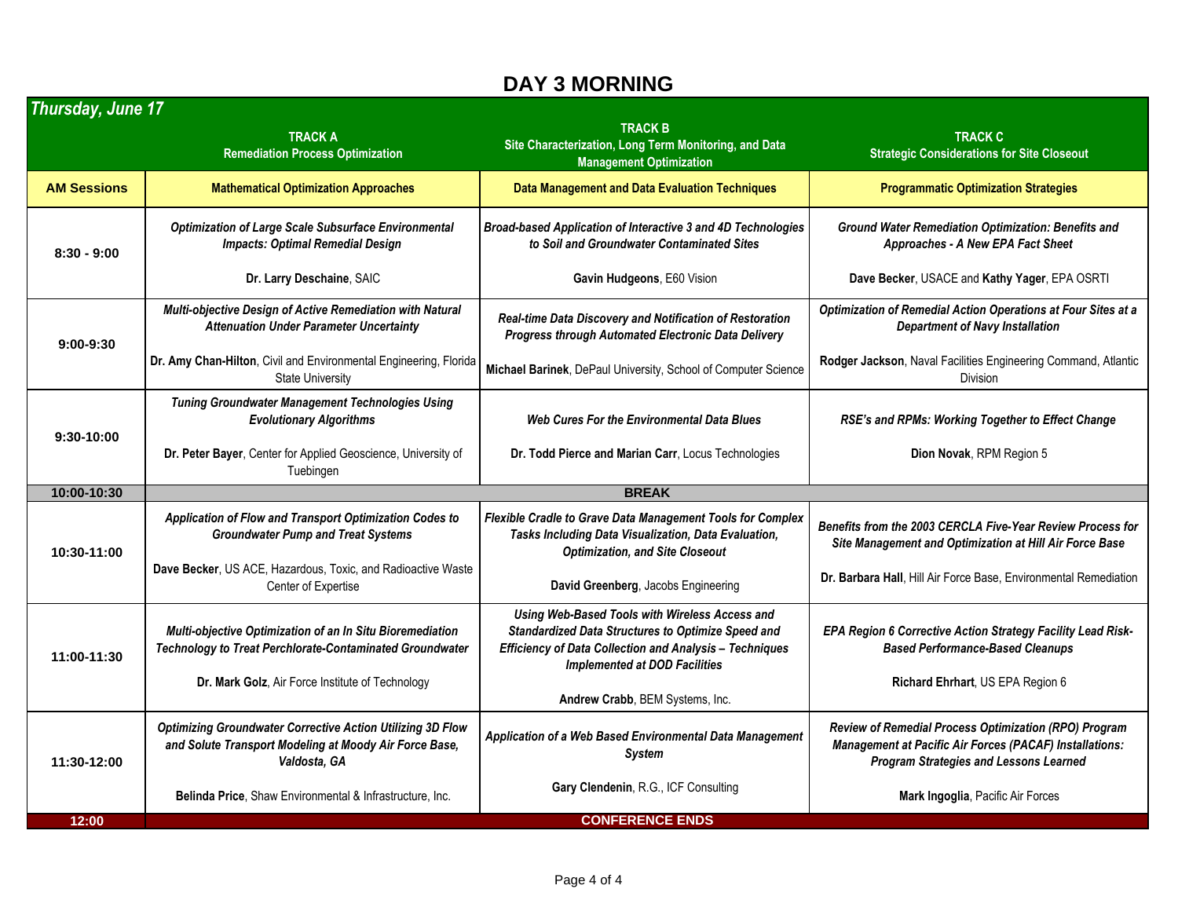# DAY 3 MORNING

| *Thursday, June 17* | **TRACK A** **Remediation Process Optimization** | **TRACK B** **Site Characterization, Long Term Monitoring, and Data Management Optimization** | **TRACK C** **Strategic Considerations for Site Closeout** |
|---|---|---|---|
| **AM Sessions** | **Mathematical Optimization Approaches** | **Data Management and Data Evaluation Techniques** | **Programmatic Optimization Strategies** |
| **8:30 - 9:00** | ***Optimization of Large Scale Subsurface Environmental Impacts: Optimal Remedial Design*** <br> **Dr. Larry Deschaine**, SAIC | ***Broad-based Application of Interactive 3 and 4D Technologies to Soil and Groundwater Contaminated Sites*** <br> **Gavin Hudgeons**, E60 Vision | ***Ground Water Remediation Optimization: Benefits and Approaches - A New EPA Fact Sheet*** <br> **Dave Becker**, USACE and **Kathy Yager**, EPA OSRTI |
| **9:00-9:30** | ***Multi-objective Design of Active Remediation with Natural Attenuation Under Parameter Uncertainty*** <br> **Dr. Amy Chan-Hilton**, Civil and Environmental Engineering, Florida State University | ***Real-time Data Discovery and Notification of Restoration Progress through Automated Electronic Data Delivery*** <br> **Michael Barinek**, DePaul University, School of Computer Science | ***Optimization of Remedial Action Operations at Four Sites at a Department of Navy Installation*** <br> **Rodger Jackson**, Naval Facilities Engineering Command, Atlantic Division |
| **9:30-10:00** | ***Tuning Groundwater Management Technologies Using Evolutionary Algorithms*** <br> **Dr. Peter Bayer**, Center for Applied Geoscience, University of Tuebingen | ***Web Cures For the Environmental Data Blues*** <br> **Dr. Todd Pierce and Marian Carr**, Locus Technologies | ***RSE's and RPMs: Working Together to Effect Change*** <br> **Dion Novak**, RPM Region 5 |
| **10:00-10:30** | **BREAK** | | |
| **10:30-11:00** | ***Application of Flow and Transport Optimization Codes to Groundwater Pump and Treat Systems*** <br> **Dave Becker**, US ACE, Hazardous, Toxic, and Radioactive Waste Center of Expertise | ***Flexible Cradle to Grave Data Management Tools for Complex Tasks Including Data Visualization, Data Evaluation, Optimization, and Site Closeout*** <br> **David Greenberg**, Jacobs Engineering | ***Benefits from the 2003 CERCLA Five-Year Review Process for Site Management and Optimization at Hill Air Force Base*** <br> **Dr. Barbara Hall**, Hill Air Force Base, Environmental Remediation |
| **11:00-11:30** | ***Multi-objective Optimization of an In Situ Bioremediation Technology to Treat Perchlorate-Contaminated Groundwater*** <br> **Dr. Mark Golz**, Air Force Institute of Technology | ***Using Web-Based Tools with Wireless Access and Standardized Data Structures to Optimize Speed and Efficiency of Data Collection and Analysis – Techniques Implemented at DOD Facilities*** <br> **Andrew Crabb**, BEM Systems, Inc. | ***EPA Region 6 Corrective Action Strategy Facility Lead Risk-Based Performance-Based Cleanups*** <br> **Richard Ehrhart**, US EPA Region 6 |
| **11:30-12:00** | ***Optimizing Groundwater Corrective Action Utilizing 3D Flow and Solute Transport Modeling at Moody Air Force Base, Valdosta, GA*** <br> **Belinda Price**, Shaw Environmental & Infrastructure, Inc. | ***Application of a Web Based Environmental Data Management System*** <br> **Gary Clendenin**, R.G., ICF Consulting | ***Review of Remedial Process Optimization (RPO) Program Management at Pacific Air Forces (PACAF) Installations: Program Strategies and Lessons Learned*** <br> **Mark Ingoglia**, Pacific Air Forces |
| **12:00** | **CONFERENCE ENDS** | | |